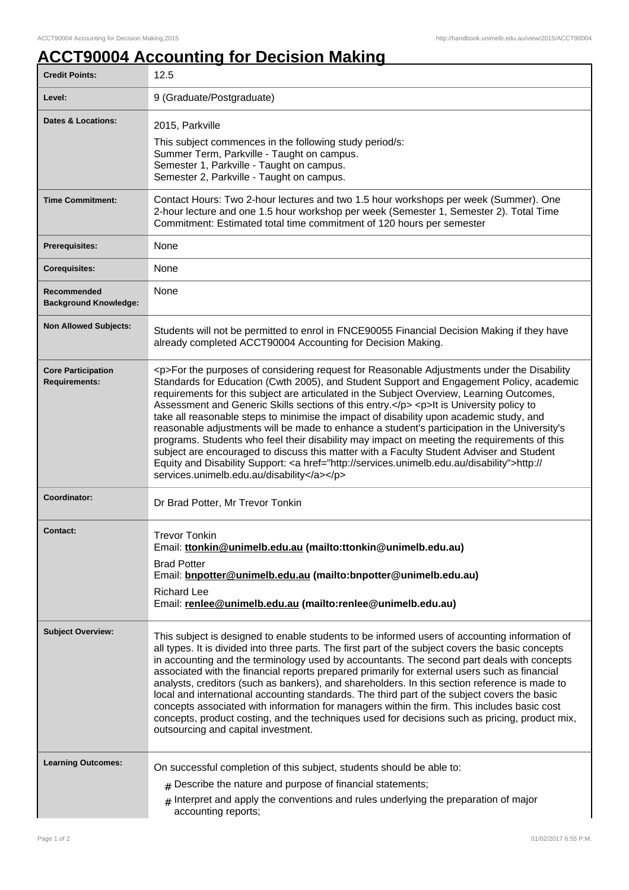# ACCT90004 Accounting for Decision Making

| | |
|---|---|
| **Credit Points:** | 12.5 |
| **Level:** | 9 (Graduate/Postgraduate) |
| **Dates & Locations:** | 2015, Parkville<br>This subject commences in the following study period/s:<br>Summer Term, Parkville - Taught on campus.<br>Semester 1, Parkville - Taught on campus.<br>Semester 2, Parkville - Taught on campus. |
| **Time Commitment:** | Contact Hours: Two 2-hour lectures and two 1.5 hour workshops per week (Summer). One 2-hour lecture and one 1.5 hour workshop per week (Semester 1, Semester 2). Total Time Commitment: Estimated total time commitment of 120 hours per semester |
| **Prerequisites:** | None |
| **Corequisites:** | None |
| **Recommended Background Knowledge:** | None |
| **Non Allowed Subjects:** | Students will not be permitted to enrol in FNCE90055 Financial Decision Making if they have already completed ACCT90004 Accounting for Decision Making. |
| **Core Participation Requirements:** | <p>For the purposes of considering request for Reasonable Adjustments under the Disability Standards for Education (Cwth 2005), and Student Support and Engagement Policy, academic requirements for this subject are articulated in the Subject Overview, Learning Outcomes, Assessment and Generic Skills sections of this entry.</p> <p>It is University policy to take all reasonable steps to minimise the impact of disability upon academic study, and reasonable adjustments will be made to enhance a student's participation in the University's programs. Students who feel their disability may impact on meeting the requirements of this subject are encouraged to discuss this matter with a Faculty Student Adviser and Student Equity and Disability Support: <a href="http://services.unimelb.edu.au/disability">http://services.unimelb.edu.au/disability</a></p> |
| **Coordinator:** | Dr Brad Potter, Mr Trevor Tonkin |
| **Contact:** | Trevor Tonkin<br>Email: **ttonkin@unimelb.edu.au (mailto:ttonkin@unimelb.edu.au)**<br>Brad Potter<br>Email: **bnpotter@unimelb.edu.au (mailto:bnpotter@unimelb.edu.au)**<br>Richard Lee<br>Email: **renlee@unimelb.edu.au (mailto:renlee@unimelb.edu.au)** |
| **Subject Overview:** | This subject is designed to enable students to be informed users of accounting information of all types. It is divided into three parts. The first part of the subject covers the basic concepts in accounting and the terminology used by accountants. The second part deals with concepts associated with the financial reports prepared primarily for external users such as financial analysts, creditors (such as bankers), and shareholders. In this section reference is made to local and international accounting standards. The third part of the subject covers the basic concepts associated with information for managers within the firm. This includes basic cost concepts, product costing, and the techniques used for decisions such as pricing, product mix, outsourcing and capital investment. |
| **Learning Outcomes:** | On successful completion of this subject, students should be able to:<br># Describe the nature and purpose of financial statements;<br># Interpret and apply the conventions and rules underlying the preparation of major accounting reports; |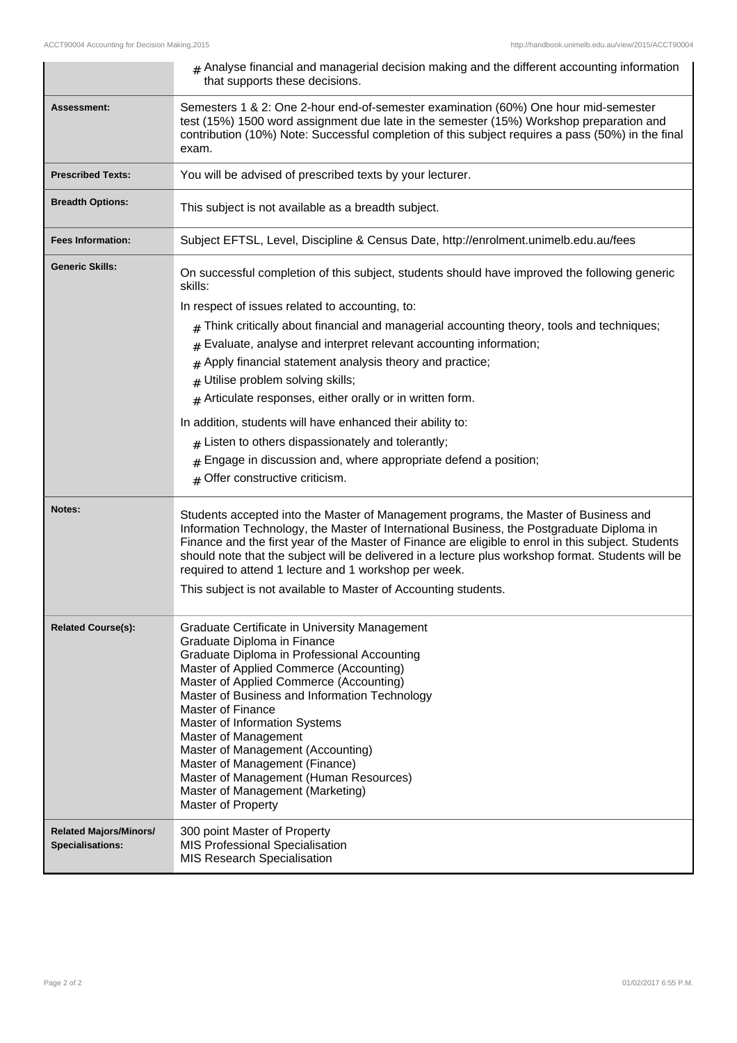| | |
|---|---|
| | # Analyse financial and managerial decision making and the different accounting information that supports these decisions. |
| **Assessment:** | Semesters 1 & 2: One 2-hour end-of-semester examination (60%) One hour mid-semester test (15%) 1500 word assignment due late in the semester (15%) Workshop preparation and contribution (10%) Note: Successful completion of this subject requires a pass (50%) in the final exam. |
| **Prescribed Texts:** | You will be advised of prescribed texts by your lecturer. |
| **Breadth Options:** | This subject is not available as a breadth subject. |
| **Fees Information:** | Subject EFTSL, Level, Discipline & Census Date, http://enrolment.unimelb.edu.au/fees |
| **Generic Skills:** | On successful completion of this subject, students should have improved the following generic skills:<br>In respect of issues related to accounting, to:<br># Think critically about financial and managerial accounting theory, tools and techniques;<br># Evaluate, analyse and interpret relevant accounting information;<br># Apply financial statement analysis theory and practice;<br># Utilise problem solving skills;<br># Articulate responses, either orally or in written form.<br>In addition, students will have enhanced their ability to:<br># Listen to others dispassionately and tolerantly;<br># Engage in discussion and, where appropriate defend a position;<br># Offer constructive criticism. |
| **Notes:** | Students accepted into the Master of Management programs, the Master of Business and Information Technology, the Master of International Business, the Postgraduate Diploma in Finance and the first year of the Master of Finance are eligible to enrol in this subject. Students should note that the subject will be delivered in a lecture plus workshop format. Students will be required to attend 1 lecture and 1 workshop per week.<br>This subject is not available to Master of Accounting students. |
| **Related Course(s):** | Graduate Certificate in University Management<br>Graduate Diploma in Finance<br>Graduate Diploma in Professional Accounting<br>Master of Applied Commerce (Accounting)<br>Master of Applied Commerce (Accounting)<br>Master of Business and Information Technology<br>Master of Finance<br>Master of Information Systems<br>Master of Management<br>Master of Management (Accounting)<br>Master of Management (Finance)<br>Master of Management (Human Resources)<br>Master of Management (Marketing)<br>Master of Property |
| **Related Majors/Minors/ Specialisations:** | 300 point Master of Property<br>MIS Professional Specialisation<br>MIS Research Specialisation |